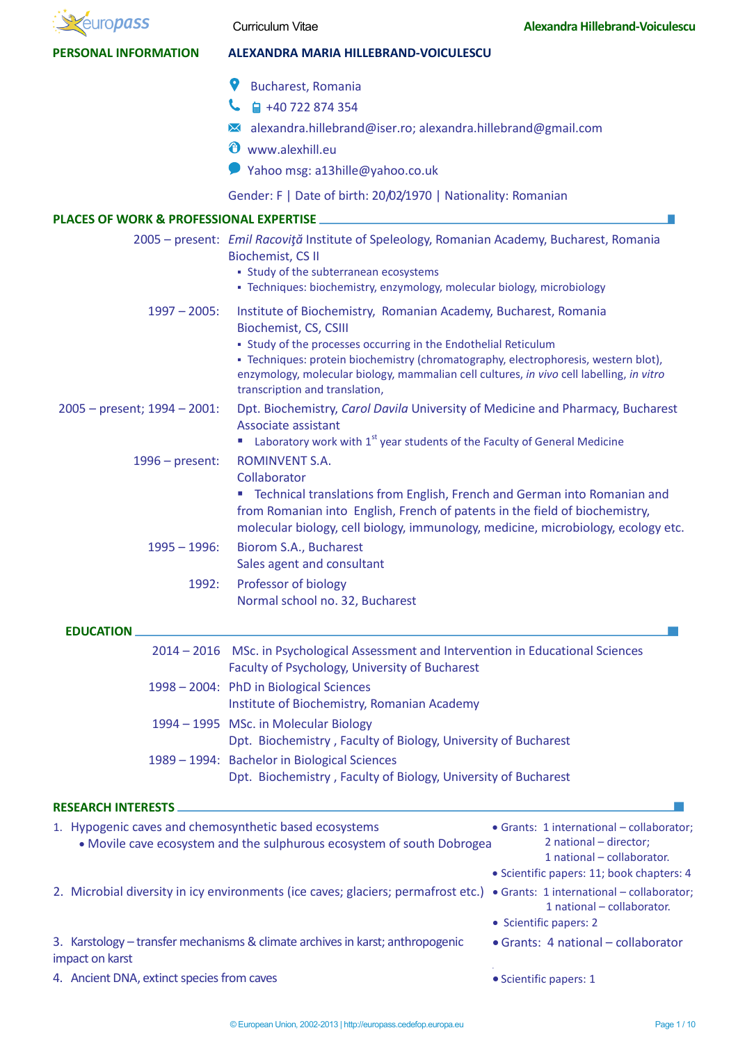Curriculum Vitae

## PERSONAL INFORMATION

**ALEXANDRA MARIA HILLEBRAND-VOICULESCU**

Bucharest, Romania

+40 722 874 354

alexandra.hillebrand@iser.ro; alexandra.hillebrand@gmail.com

www.alexhill.eu

Yahoo msg: a13hille@yahoo.co.uk

Gender: F | Date of birth: 20/02/1970 | Nationality: Romanian

## PLACES OF WORK & PROFESSIONAL EXPERTISE

**2005 – present:** *Emil Racoviţă* Institute of Speleology, Romanian Academy, Bucharest, Romania
Biochemist, CS II

- Study of the subterranean ecosystems
- Techniques: biochemistry, enzymology, molecular biology, microbiology

**1997 – 2005:** Institute of Biochemistry, Romanian Academy, Bucharest, Romania
Biochemist, CS, CSIII

- Study of the processes occurring in the Endothelial Reticulum
- Techniques: protein biochemistry (chromatography, electrophoresis, western blot), enzymology, molecular biology, mammalian cell cultures, *in vivo* cell labelling, *in vitro* transcription and translation,

**2005 – present; 1994 – 2001:** Dpt. Biochemistry, *Carol Davila* University of Medicine and Pharmacy, Bucharest
Associate assistant

- Laboratory work with 1st year students of the Faculty of General Medicine

**1996 – present:** ROMINVENT S.A.
Collaborator

- Technical translations from English, French and German into Romanian and from Romanian into English, French of patents in the field of biochemistry, molecular biology, cell biology, immunology, medicine, microbiology, ecology etc.

**1995 – 1996:** Biorom S.A., Bucharest
Sales agent and consultant

**1992:** Professor of biology
Normal school no. 32, Bucharest

## EDUCATION

**2014 – 2016** MSc. in Psychological Assessment and Intervention in Educational Sciences
Faculty of Psychology, University of Bucharest

**1998 – 2004:** PhD in Biological Sciences
Institute of Biochemistry, Romanian Academy

**1994 – 1995** MSc. in Molecular Biology
Dpt. Biochemistry , Faculty of Biology, University of Bucharest

**1989 – 1994:** Bachelor in Biological Sciences
Dpt. Biochemistry , Faculty of Biology, University of Bucharest

## RESEARCH INTERESTS

1. Hypogenic caves and chemosynthetic based ecosystems
   - Movile cave ecosystem and the sulphurous ecosystem of south Dobrogea
   - Grants: 1 international – collaborator; 2 national – director; 1 national – collaborator.
   - Scientific papers: 11; book chapters: 4
2. Microbial diversity in icy environments (ice caves; glaciers; permafrost etc.)
   - Grants: 1 international – collaborator; 1 national – collaborator.
   - Scientific papers: 2
3. Karstology – transfer mechanisms & climate archives in karst; anthropogenic impact on karst
   - Grants: 4 national – collaborator
4. Ancient DNA, extinct species from caves
   - Scientific papers: 1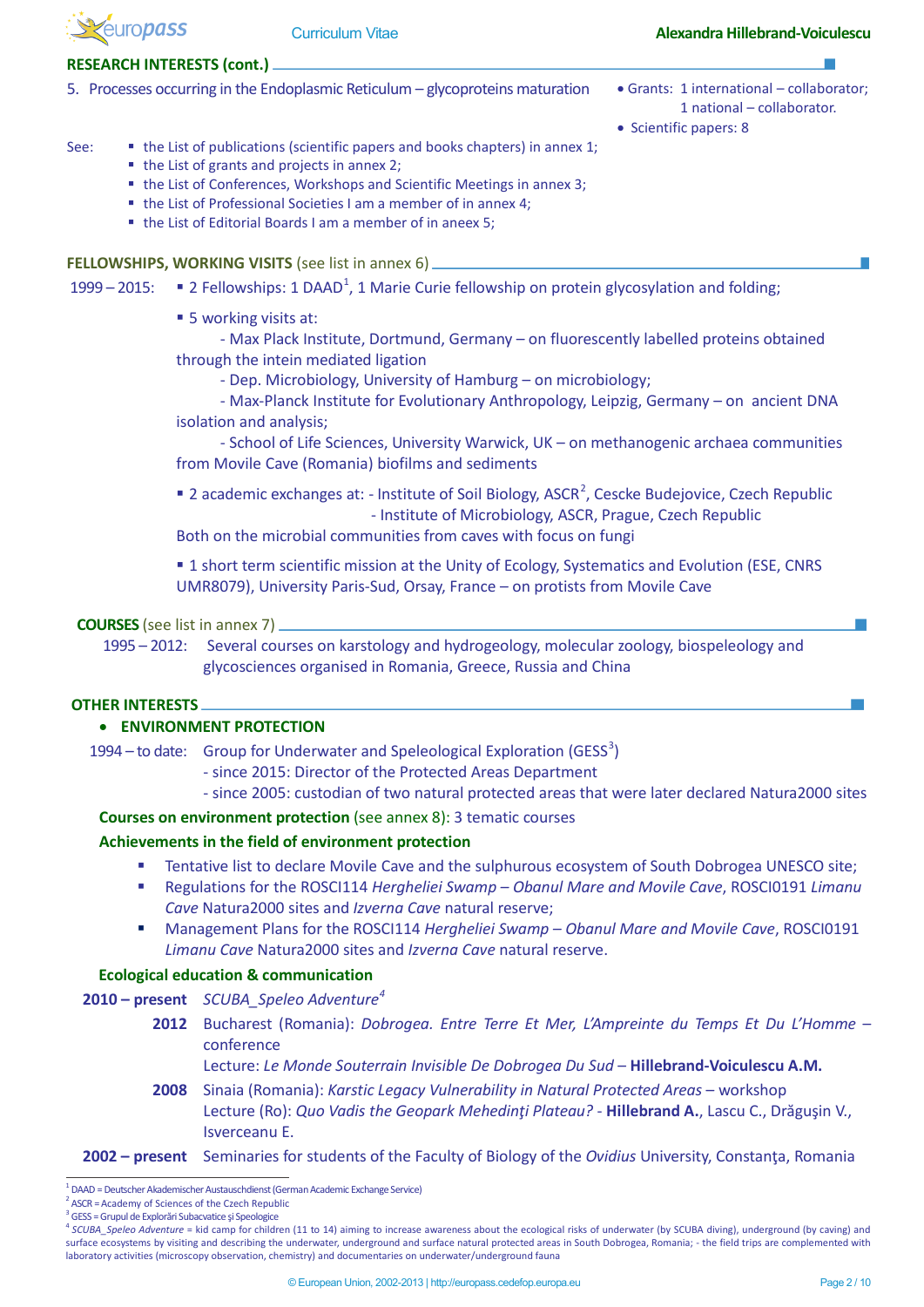## RESEARCH INTERESTS (cont.)

5. Processes occurring in the Endoplasmic Reticulum – glycoproteins maturation

- Grants: 1 international – collaborator; 1 national – collaborator.
- Scientific papers: 8

See:
- the List of publications (scientific papers and books chapters) in annex 1;
- the List of grants and projects in annex 2;
- the List of Conferences, Workshops and Scientific Meetings in annex 3;
- the List of Professional Societies I am a member of in annex 4;
- the List of Editorial Boards I am a member of in aneex 5;

## FELLOWSHIPS, WORKING VISITS (see list in annex 6)

1999 – 2015:
- 2 Fellowships: 1 DAAD[1], 1 Marie Curie fellowship on protein glycosylation and folding;
- 5 working visits at:
  - Max Plack Institute, Dortmund, Germany – on fluorescently labelled proteins obtained through the intein mediated ligation
  - Dep. Microbiology, University of Hamburg – on microbiology;
  - Max-Planck Institute for Evolutionary Anthropology, Leipzig, Germany – on ancient DNA isolation and analysis;
  - School of Life Sciences, University Warwick, UK – on methanogenic archaea communities from Movile Cave (Romania) biofilms and sediments
- 2 academic exchanges at: - Institute of Soil Biology, ASCR[2], Cescke Budejovice, Czech Republic
  - Institute of Microbiology, ASCR, Prague, Czech Republic

  Both on the microbial communities from caves with focus on fungi
- 1 short term scientific mission at the Unity of Ecology, Systematics and Evolution (ESE, CNRS UMR8079), University Paris-Sud, Orsay, France – on protists from Movile Cave

## COURSES (see list in annex 7)

1995 – 2012: Several courses on karstology and hydrogeology, molecular zoology, biospeleology and glycosciences organised in Romania, Greece, Russia and China

## OTHER INTERESTS

- **ENVIRONMENT PROTECTION**

1994 – to date: Group for Underwater and Speleological Exploration (GESS[3])
- since 2015: Director of the Protected Areas Department
- since 2005: custodian of two natural protected areas that were later declared Natura2000 sites

**Courses on environment protection** (see annex 8): 3 tematic courses

**Achievements in the field of environment protection**

- Tentative list to declare Movile Cave and the sulphurous ecosystem of South Dobrogea UNESCO site;
- Regulations for the ROSCI114 *Hergheliei Swamp – Obanul Mare and Movile Cave*, ROSCI0191 *Limanu Cave* Natura2000 sites and *Izverna Cave* natural reserve;
- Management Plans for the ROSCI114 *Hergheliei Swamp – Obanul Mare and Movile Cave*, ROSCI0191 *Limanu Cave* Natura2000 sites and *Izverna Cave* natural reserve.

**Ecological education & communication**

**2010 – present** *SCUBA_Speleo Adventure*[4]

**2012** Bucharest (Romania): *Dobrogea. Entre Terre Et Mer, L'Ampreinte du Temps Et Du L'Homme* – conference

Lecture: *Le Monde Souterrain Invisible De Dobrogea Du Sud* – **Hillebrand-Voiculescu A.M.**

**2008** Sinaia (Romania): *Karstic Legacy Vulnerability in Natural Protected Areas* – workshop

Lecture (Ro): *Quo Vadis the Geopark Mehedinţi Plateau?* - **Hillebrand A.**, Lascu C., Drăguşin V., Isverceanu E.

**2002 – present** Seminaries for students of the Faculty of Biology of the *Ovidius* University, Constanţa, Romania

---

[1] DAAD = Deutscher Akademischer Austauschdienst (German Academic Exchange Service)

[2] ASCR = Academy of Sciences of the Czech Republic

[3] GESS = Grupul de Explorări Subacvatice şi Speologice

[4] *SCUBA_Speleo Adventure* = kid camp for children (11 to 14) aiming to increase awareness about the ecological risks of underwater (by SCUBA diving), underground (by caving) and surface ecosystems by visiting and describing the underwater, underground and surface natural protected areas in South Dobrogea, Romania; - the field trips are complemented with laboratory activities (microscopy observation, chemistry) and documentaries on underwater/underground fauna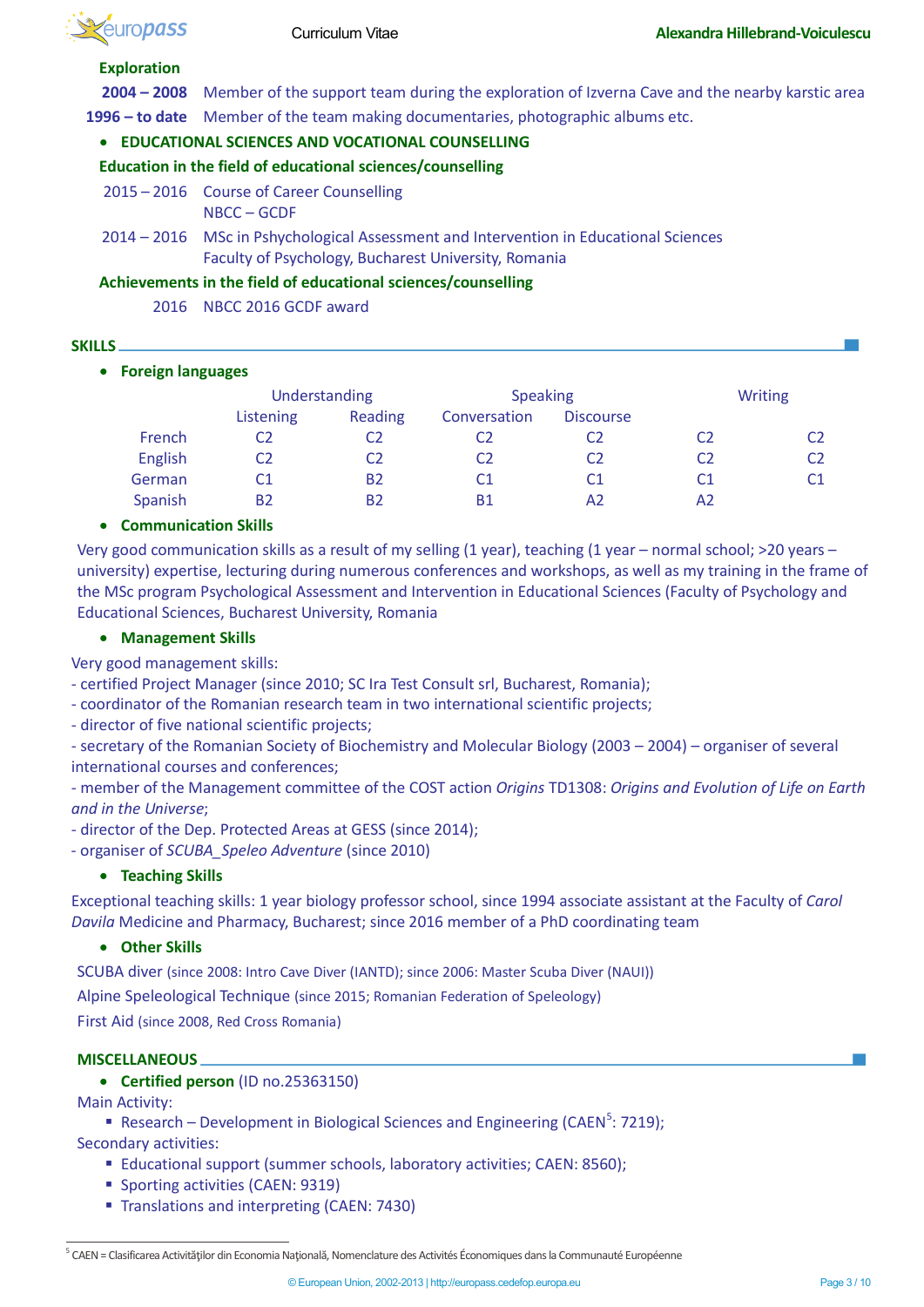**Exploration**

**2004 – 2008** Member of the support team during the exploration of Izverna Cave and the nearby karstic area

**1996 – to date** Member of the team making documentaries, photographic albums etc.

- **EDUCATIONAL SCIENCES AND VOCATIONAL COUNSELLING**

**Education in the field of educational sciences/counselling**

2015 – 2016 Course of Career Counselling
NBCC – GCDF

2014 – 2016 MSc in Pshychological Assessment and Intervention in Educational Sciences
Faculty of Psychology, Bucharest University, Romania

**Achievements in the field of educational sciences/counselling**

2016 NBCC 2016 GCDF award

## SKILLS

- **Foreign languages**

| | Understanding | | Speaking | | Writing | |
|---|---|---|---|---|---|---|
| | Listening | Reading | Conversation | Discourse | | |
| French | C2 | C2 | C2 | C2 | C2 | C2 |
| English | C2 | C2 | C2 | C2 | C2 | C2 |
| German | C1 | B2 | C1 | C1 | C1 | C1 |
| Spanish | B2 | B2 | B1 | A2 | A2 | |

- **Communication Skills**

Very good communication skills as a result of my selling (1 year), teaching (1 year – normal school; >20 years – university) expertise, lecturing during numerous conferences and workshops, as well as my training in the frame of the MSc program Psychological Assessment and Intervention in Educational Sciences (Faculty of Psychology and Educational Sciences, Bucharest University, Romania

- **Management Skills**

Very good management skills:
- certified Project Manager (since 2010; SC Ira Test Consult srl, Bucharest, Romania);
- coordinator of the Romanian research team in two international scientific projects;
- director of five national scientific projects;
- secretary of the Romanian Society of Biochemistry and Molecular Biology (2003 – 2004) – organiser of several international courses and conferences;
- member of the Management committee of the COST action *Origins* TD1308: *Origins and Evolution of Life on Earth and in the Universe*;
- director of the Dep. Protected Areas at GESS (since 2014);
- organiser of *SCUBA_Speleo Adventure* (since 2010)

- **Teaching Skills**

Exceptional teaching skills: 1 year biology professor school, since 1994 associate assistant at the Faculty of *Carol Davila* Medicine and Pharmacy, Bucharest; since 2016 member of a PhD coordinating team

- **Other Skills**

SCUBA diver (since 2008: Intro Cave Diver (IANTD); since 2006: Master Scuba Diver (NAUI))

Alpine Speleological Technique (since 2015; Romanian Federation of Speleology)

First Aid (since 2008, Red Cross Romania)

## MISCELLANEOUS

- **Certified person** (ID no.25363150)

Main Activity:
- Research – Development in Biological Sciences and Engineering (CAEN[5]: 7219);

Secondary activities:
- Educational support (summer schools, laboratory activities; CAEN: 8560);
- Sporting activities (CAEN: 9319)
- Translations and interpreting (CAEN: 7430)

[5] CAEN = Clasificarea Activităţilor din Economia Naţională, Nomenclature des Activités Économiques dans la Communauté Européenne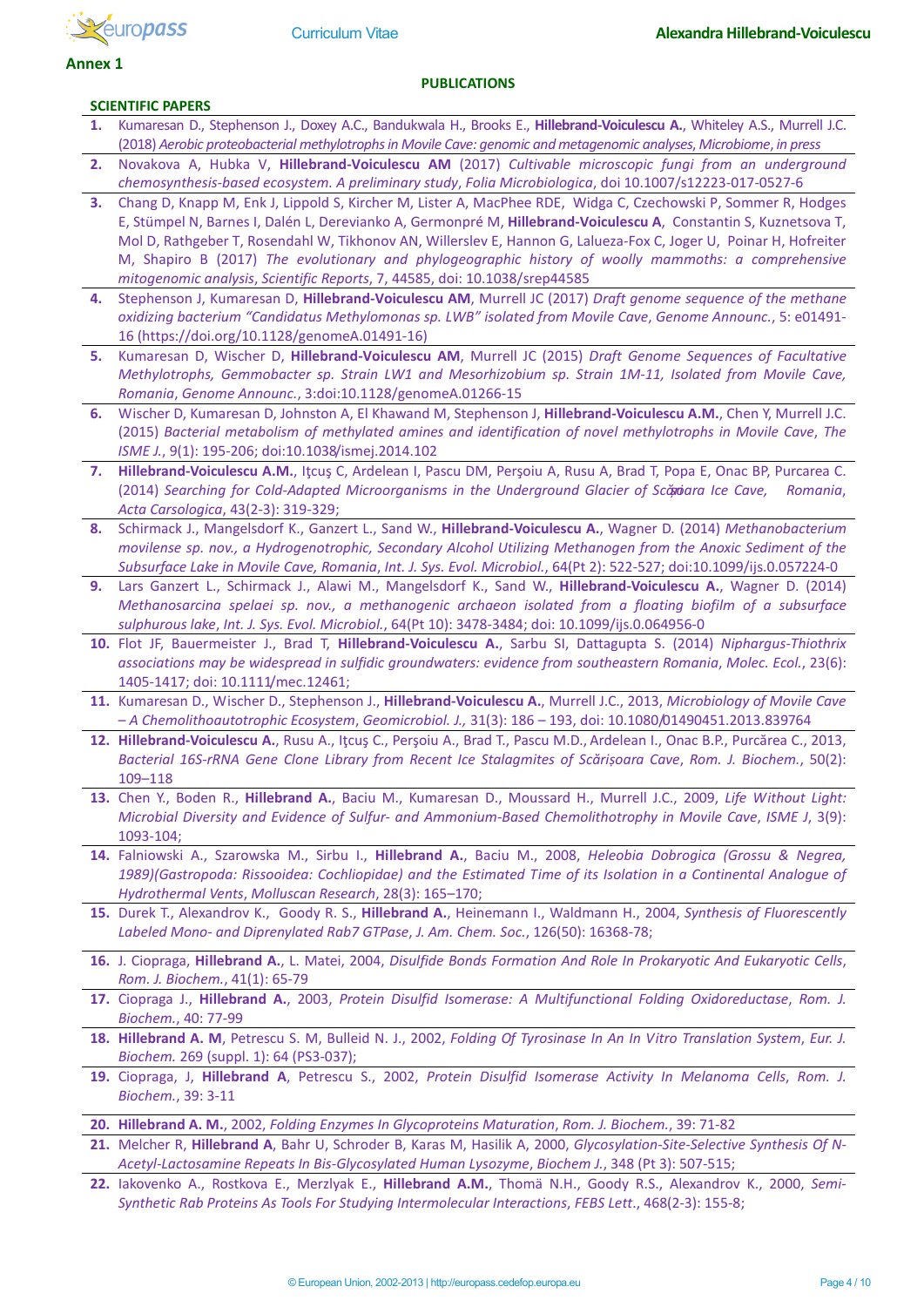**Annex 1**

**PUBLICATIONS**

**SCIENTIFIC PAPERS**

1. Kumaresan D., Stephenson J., Doxey A.C., Bandukwala H., Brooks E., **Hillebrand-Voiculescu A.**, Whiteley A.S., Murrell J.C. (2018) *Aerobic proteobacterial methylotrophs in Movile Cave: genomic and metagenomic analyses*, *Microbiome*, *in press*
2. Novakova A, Hubka V, **Hillebrand-Voiculescu AM** (2017) *Cultivable microscopic fungi from an underground chemosynthesis-based ecosystem. A preliminary study*, *Folia Microbiologica*, doi 10.1007/s12223-017-0527-6
3. Chang D, Knapp M, Enk J, Lippold S, Kircher M, Lister A, MacPhee RDE, Widga C, Czechowski P, Sommer R, Hodges E, Stümpel N, Barnes I, Dalén L, Derevianko A, Germonpré M, **Hillebrand-Voiculescu A**, Constantin S, Kuznetsova T, Mol D, Rathgeber T, Rosendahl W, Tikhonov AN, Willerslev E, Hannon G, Lalueza-Fox C, Joger U, Poinar H, Hofreiter M, Shapiro B (2017) *The evolutionary and phylogeographic history of woolly mammoths: a comprehensive mitogenomic analysis*, *Scientific Reports*, 7, 44585, doi: 10.1038/srep44585
4. Stephenson J, Kumaresan D, **Hillebrand-Voiculescu AM**, Murrell JC (2017) *Draft genome sequence of the methane oxidizing bacterium "Candidatus Methylomonas sp. LWB" isolated from Movile Cave*, *Genome Announc.*, 5: e01491-16 (https://doi.org/10.1128/genomeA.01491-16)
5. Kumaresan D, Wischer D, **Hillebrand-Voiculescu AM**, Murrell JC (2015) *Draft Genome Sequences of Facultative Methylotrophs, Gemmobacter sp. Strain LW1 and Mesorhizobium sp. Strain 1M-11, Isolated from Movile Cave, Romania*, *Genome Announc.*, 3:doi:10.1128/genomeA.01266-15
6. Wischer D, Kumaresan D, Johnston A, El Khawand M, Stephenson J, **Hillebrand-Voiculescu A.M.**, Chen Y, Murrell J.C. (2015) *Bacterial metabolism of methylated amines and identification of novel methylotrophs in Movile Cave*, *The ISME J.*, 9(1): 195-206; doi:10.1038/ismej.2014.102
7. **Hillebrand-Voiculescu A.M.**, Iţcuş C, Ardelean I, Pascu DM, Perşoiu A, Rusu A, Brad T, Popa E, Onac BP, Purcarea C. (2014) *Searching for Cold-Adapted Microorganisms in the Underground Glacier of Scărişoara Ice Cave, Romania*, *Acta Carsologica*, 43(2-3): 319-329;
8. Schirmack J., Mangelsdorf K., Ganzert L., Sand W., **Hillebrand-Voiculescu A.**, Wagner D. (2014) *Methanobacterium movilense sp. nov., a Hydrogenotrophic, Secondary Alcohol Utilizing Methanogen from the Anoxic Sediment of the Subsurface Lake in Movile Cave, Romania*, *Int. J. Sys. Evol. Microbiol.*, 64(Pt 2): 522-527; doi:10.1099/ijs.0.057224-0
9. Lars Ganzert L., Schirmack J., Alawi M., Mangelsdorf K., Sand W., **Hillebrand-Voiculescu A.**, Wagner D. (2014) *Methanosarcina spelaei sp. nov., a methanogenic archaeon isolated from a floating biofilm of a subsurface sulphurous lake*, *Int. J. Sys. Evol. Microbiol.*, 64(Pt 10): 3478-3484; doi: 10.1099/ijs.0.064956-0
10. Flot JF, Bauermeister J., Brad T, **Hillebrand-Voiculescu A.**, Sarbu SI, Dattagupta S. (2014) *Niphargus-Thiothrix associations may be widespread in sulfidic groundwaters: evidence from southeastern Romania*, *Molec. Ecol.*, 23(6): 1405-1417; doi: 10.1111/mec.12461;
11. Kumaresan D., Wischer D., Stephenson J., **Hillebrand-Voiculescu A.**, Murrell J.C., 2013, *Microbiology of Movile Cave – A Chemolithoautotrophic Ecosystem*, *Geomicrobiol. J.*, 31(3): 186 – 193, doi: 10.1080/01490451.2013.839764
12. **Hillebrand-Voiculescu A.**, Rusu A., Iţcuş C., Perşoiu A., Brad T., Pascu M.D., Ardelean I., Onac B.P., Purcărea C., 2013, *Bacterial 16S-rRNA Gene Clone Library from Recent Ice Stalagmites of Scărișoara Cave*, *Rom. J. Biochem.*, 50(2): 109–118
13. Chen Y., Boden R., **Hillebrand A.**, Baciu M., Kumaresan D., Moussard H., Murrell J.C., 2009, *Life Without Light: Microbial Diversity and Evidence of Sulfur- and Ammonium-Based Chemolithotrophy in Movile Cave*, *ISME J*, 3(9): 1093-104;
14. Falniowski A., Szarowska M., Sirbu I., **Hillebrand A.**, Baciu M., 2008, *Heleobia Dobrogica (Grossu & Negrea, 1989)(Gastropoda: Rissooidea: Cochliopidae) and the Estimated Time of its Isolation in a Continental Analogue of Hydrothermal Vents*, *Molluscan Research*, 28(3): 165–170;
15. Durek T., Alexandrov K., Goody R. S., **Hillebrand A.**, Heinemann I., Waldmann H., 2004, *Synthesis of Fluorescently Labeled Mono- and Diprenylated Rab7 GTPase*, *J. Am. Chem. Soc.*, 126(50): 16368-78;
16. J. Ciopraga, **Hillebrand A.**, L. Matei, 2004, *Disulfide Bonds Formation And Role In Prokaryotic And Eukaryotic Cells*, *Rom. J. Biochem.*, 41(1): 65-79
17. Ciopraga J., **Hillebrand A.**, 2003, *Protein Disulfid Isomerase: A Multifunctional Folding Oxidoreductase*, *Rom. J. Biochem.*, 40: 77-99
18. **Hillebrand A. M**, Petrescu S. M, Bulleid N. J., 2002, *Folding Of Tyrosinase In An In Vitro Translation System*, *Eur. J. Biochem.* 269 (suppl. 1): 64 (PS3-037);
19. Ciopraga, J, **Hillebrand A**, Petrescu S., 2002, *Protein Disulfid Isomerase Activity In Melanoma Cells*, *Rom. J. Biochem.*, 39: 3-11
20. **Hillebrand A. M.**, 2002, *Folding Enzymes In Glycoproteins Maturation*, *Rom. J. Biochem.*, 39: 71-82
21. Melcher R, **Hillebrand A**, Bahr U, Schroder B, Karas M, Hasilik A, 2000, *Glycosylation-Site-Selective Synthesis Of N-Acetyl-Lactosamine Repeats In Bis-Glycosylated Human Lysozyme*, *Biochem J.*, 348 (Pt 3): 507-515;
22. Iakovenko A., Rostkova E., Merzlyak E., **Hillebrand A.M.**, Thomä N.H., Goody R.S., Alexandrov K., 2000, *Semi-Synthetic Rab Proteins As Tools For Studying Intermolecular Interactions*, *FEBS Lett.*, 468(2-3): 155-8;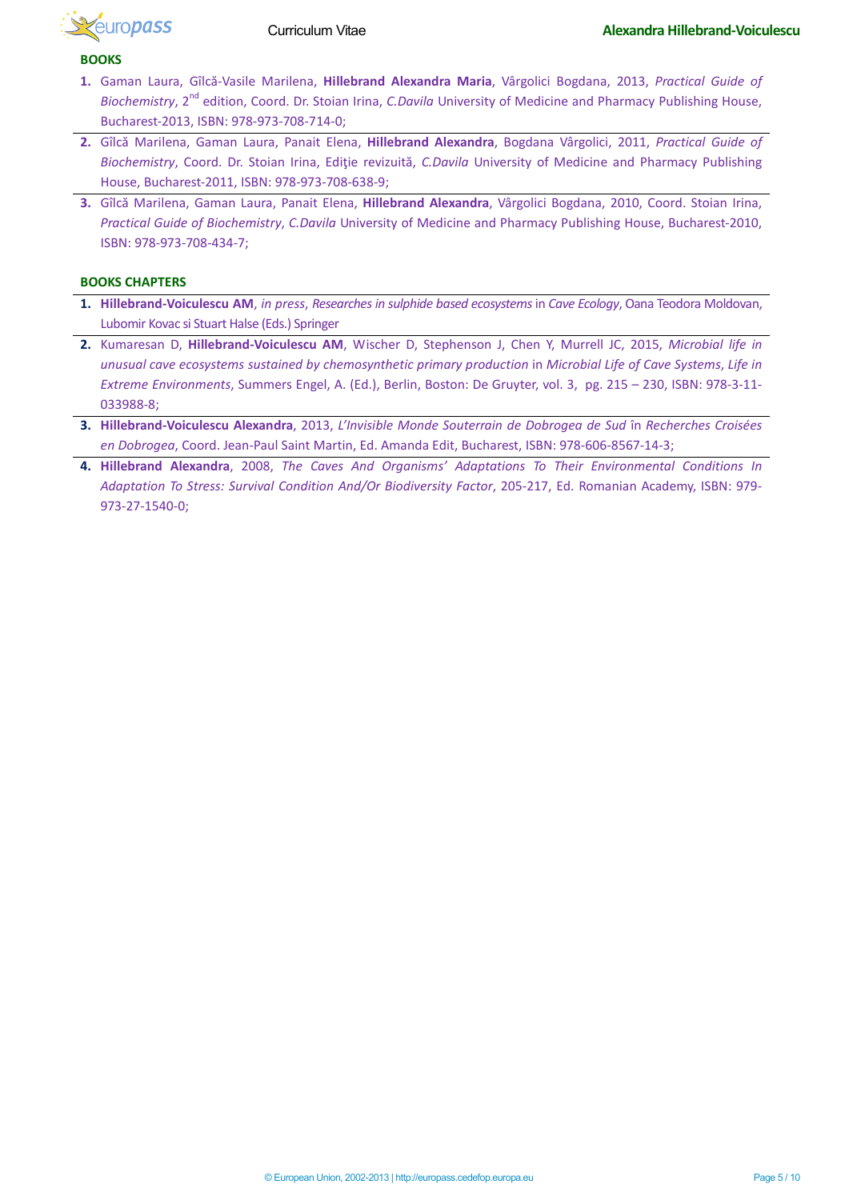## BOOKS

1. Gaman Laura, Gîlcă-Vasile Marilena, **Hillebrand Alexandra Maria**, Vârgolici Bogdana, 2013, *Practical Guide of Biochemistry*, 2nd edition, Coord. Dr. Stoian Irina, *C.Davila* University of Medicine and Pharmacy Publishing House, Bucharest-2013, ISBN: 978-973-708-714-0;
2. Gîlcă Marilena, Gaman Laura, Panait Elena, **Hillebrand Alexandra**, Bogdana Vârgolici, 2011, *Practical Guide of Biochemistry*, Coord. Dr. Stoian Irina, Ediţie revizuită, *C.Davila* University of Medicine and Pharmacy Publishing House, Bucharest-2011, ISBN: 978-973-708-638-9;
3. Gîlcă Marilena, Gaman Laura, Panait Elena, **Hillebrand Alexandra**, Vârgolici Bogdana, 2010, Coord. Stoian Irina, *Practical Guide of Biochemistry*, *C.Davila* University of Medicine and Pharmacy Publishing House, Bucharest-2010, ISBN: 978-973-708-434-7;

## BOOKS CHAPTERS

1. **Hillebrand-Voiculescu AM**, *in press*, *Researches in sulphide based ecosystems* in *Cave Ecology*, Oana Teodora Moldovan, Lubomir Kovac si Stuart Halse (Eds.) Springer
2. Kumaresan D, **Hillebrand-Voiculescu AM**, Wischer D, Stephenson J, Chen Y, Murrell JC, 2015, *Microbial life in unusual cave ecosystems sustained by chemosynthetic primary production* in *Microbial Life of Cave Systems*, *Life in Extreme Environments*, Summers Engel, A. (Ed.), Berlin, Boston: De Gruyter, vol. 3, pg. 215 – 230, ISBN: 978-3-11-033988-8;
3. **Hillebrand-Voiculescu Alexandra**, 2013, *L'Invisible Monde Souterrain de Dobrogea de Sud* în *Recherches Croisées en Dobrogea*, Coord. Jean-Paul Saint Martin, Ed. Amanda Edit, Bucharest, ISBN: 978-606-8567-14-3;
4. **Hillebrand Alexandra**, 2008, *The Caves And Organisms' Adaptations To Their Environmental Conditions In Adaptation To Stress: Survival Condition And/Or Biodiversity Factor*, 205-217, Ed. Romanian Academy, ISBN: 979-973-27-1540-0;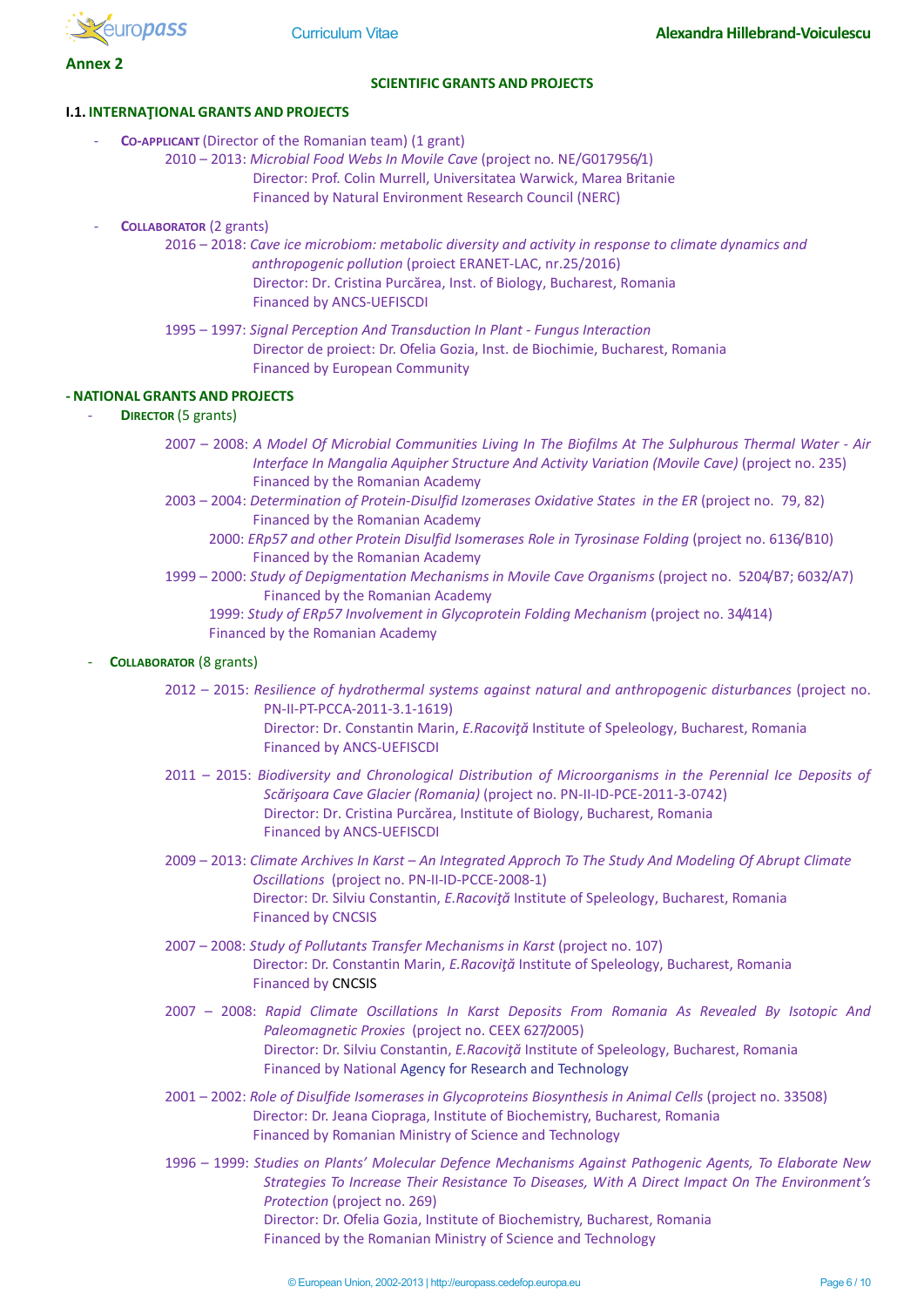**Annex 2**

## SCIENTIFIC GRANTS AND PROJECTS

### I.1. INTERNAŢIONAL GRANTS AND PROJECTS

- **CO-APPLICANT** (Director of the Romanian team) (1 grant)
  - 2010 – 2013: *Microbial Food Webs In Movile Cave* (project no. NE/G017956/1)
    Director: Prof. Colin Murrell, Universitatea Warwick, Marea Britanie
    Financed by Natural Environment Research Council (NERC)

- **COLLABORATOR** (2 grants)
  - 2016 – 2018: *Cave ice microbiom: metabolic diversity and activity in response to climate dynamics and anthropogenic pollution* (proiect ERANET-LAC, nr.25/2016)
    Director: Dr. Cristina Purcărea, Inst. of Biology, Bucharest, Romania
    Financed by ANCS-UEFISCDI
  - 1995 – 1997: *Signal Perception And Transduction In Plant - Fungus Interaction*
    Director de proiect: Dr. Ofelia Gozia, Inst. de Biochimie, Bucharest, Romania
    Financed by European Community

### - NATIONAL GRANTS AND PROJECTS

- **DIRECTOR** (5 grants)
  - 2007 – 2008: *A Model Of Microbial Communities Living In The Biofilms At The Sulphurous Thermal Water - Air Interface In Mangalia Aquipher Structure And Activity Variation (Movile Cave)* (project no. 235)
    Financed by the Romanian Academy
  - 2003 – 2004: *Determination of Protein-Disulfid Izomerases Oxidative States in the ER* (project no. 79, 82)
    Financed by the Romanian Academy
  - 2000: *ERp57 and other Protein Disulfid Isomerases Role in Tyrosinase Folding* (project no. 6136/B10)
    Financed by the Romanian Academy
  - 1999 – 2000: *Study of Depigmentation Mechanisms in Movile Cave Organisms* (project no. 5204/B7; 6032/A7)
    Financed by the Romanian Academy
  - 1999: *Study of ERp57 Involvement in Glycoprotein Folding Mechanism* (project no. 34/414)
    Financed by the Romanian Academy

- **COLLABORATOR** (8 grants)
  - 2012 – 2015: *Resilience of hydrothermal systems against natural and anthropogenic disturbances* (project no. PN-II-PT-PCCA-2011-3.1-1619)
    Director: Dr. Constantin Marin, *E.Racoviţă* Institute of Speleology, Bucharest, Romania
    Financed by ANCS-UEFISCDI
  - 2011 – 2015: *Biodiversity and Chronological Distribution of Microorganisms in the Perennial Ice Deposits of Scărişoara Cave Glacier (Romania)* (project no. PN-II-ID-PCE-2011-3-0742)
    Director: Dr. Cristina Purcărea, Institute of Biology, Bucharest, Romania
    Financed by ANCS-UEFISCDI
  - 2009 – 2013: *Climate Archives In Karst – An Integrated Approch To The Study And Modeling Of Abrupt Climate Oscillations* (project no. PN-II-ID-PCCE-2008-1)
    Director: Dr. Silviu Constantin, *E.Racoviţă* Institute of Speleology, Bucharest, Romania
    Financed by CNCSIS
  - 2007 – 2008: *Study of Pollutants Transfer Mechanisms in Karst* (project no. 107)
    Director: Dr. Constantin Marin, *E.Racoviţă* Institute of Speleology, Bucharest, Romania
    Financed by CNCSIS
  - 2007 – 2008: *Rapid Climate Oscillations In Karst Deposits From Romania As Revealed By Isotopic And Paleomagnetic Proxies* (project no. CEEX 627/2005)
    Director: Dr. Silviu Constantin, *E.Racoviţă* Institute of Speleology, Bucharest, Romania
    Financed by National Agency for Research and Technology
  - 2001 – 2002: *Role of Disulfide Isomerases in Glycoproteins Biosynthesis in Animal Cells* (project no. 33508)
    Director: Dr. Jeana Ciopraga, Institute of Biochemistry, Bucharest, Romania
    Financed by Romanian Ministry of Science and Technology
  - 1996 – 1999: *Studies on Plants' Molecular Defence Mechanisms Against Pathogenic Agents, To Elaborate New Strategies To Increase Their Resistance To Diseases, With A Direct Impact On The Environment's Protection* (project no. 269)
    Director: Dr. Ofelia Gozia, Institute of Biochemistry, Bucharest, Romania
    Financed by the Romanian Ministry of Science and Technology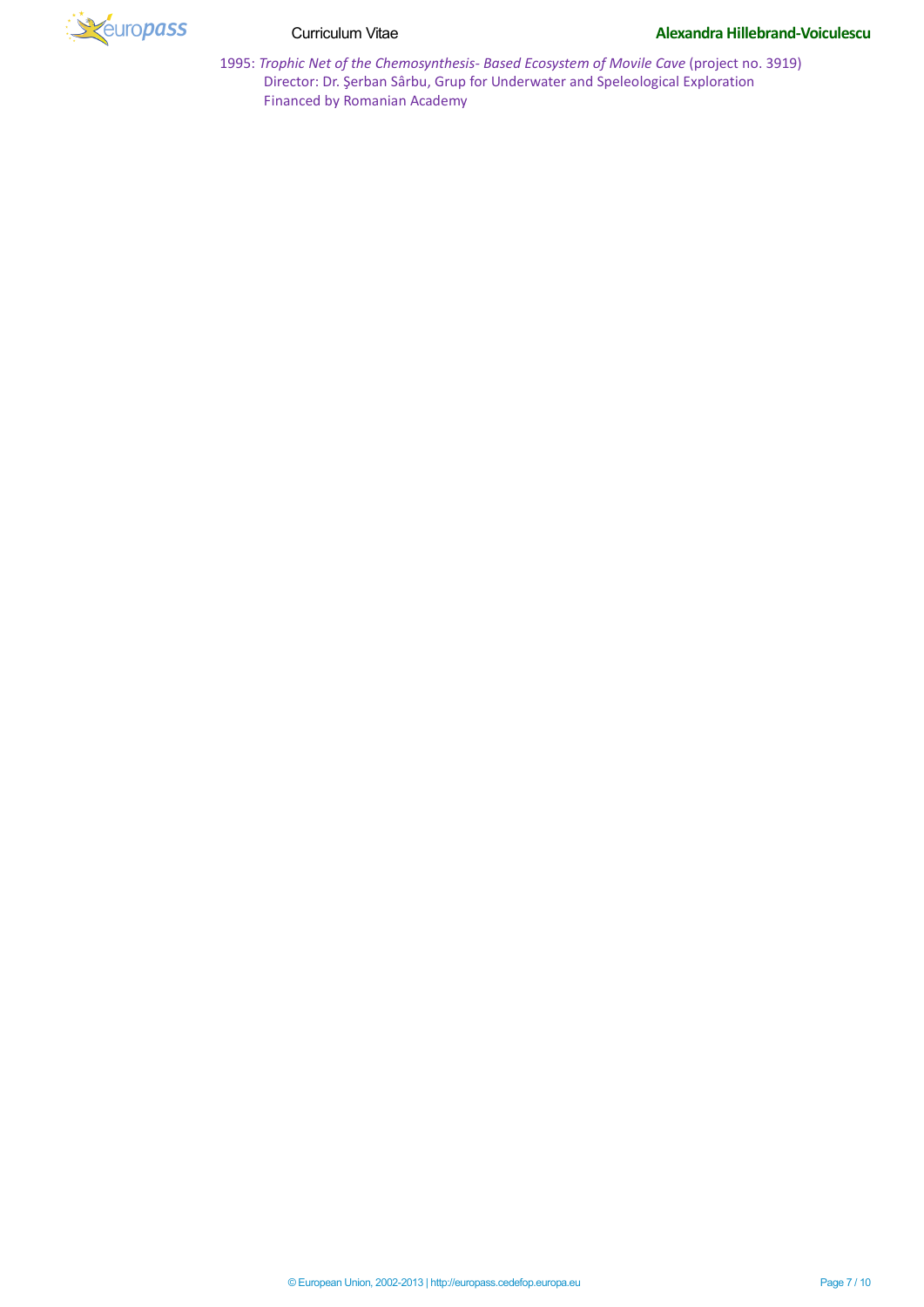1995: *Trophic Net of the Chemosynthesis- Based Ecosystem of Movile Cave* (project no. 3919)
Director: Dr. Şerban Sârbu, Grup for Underwater and Speleological Exploration
Financed by Romanian Academy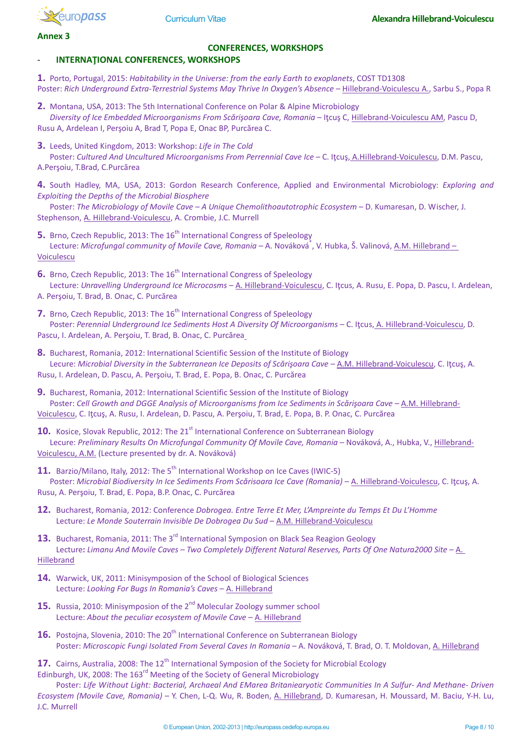**Annex 3**

## CONFERENCES, WORKSHOPS

### - INTERNAŢIONAL CONFERENCES, WORKSHOPS

**1.** Porto, Portugal, 2015: *Habitability in the Universe: from the early Earth to exoplanets*, COST TD1308
Poster: *Rich Underground Extra-Terrestrial Systems May Thrive In Oxygen's Absence* – Hillebrand-Voiculescu A., Sarbu S., Popa R

**2.** Montana, USA, 2013: The 5th International Conference on Polar & Alpine Microbiology
*Diversity of Ice Embedded Microorganisms From Scărişoara Cave, Romania* – Iţcuş C, Hillebrand-Voiculescu AM, Pascu D, Rusu A, Ardelean I, Perşoiu A, Brad T, Popa E, Onac BP, Purcărea C.

**3.** Leeds, United Kingdom, 2013: Workshop: *Life in The Cold*
Poster: *Cultured And Uncultured Microorganisms From Perrennial Cave Ice* – C. Iţcuş, A.Hillebrand-Voiculescu, D.M. Pascu, A.Perşoiu, T.Brad, C.Purcărea

**4.** South Hadley, MA, USA, 2013: Gordon Research Conference, Applied and Environmental Microbiology: *Exploring and Exploiting the Depths of the Microbial Biosphere*
Poster: *The Microbiology of Movile Cave – A Unique Chemolithoautotrophic Ecosystem* – D. Kumaresan, D. Wischer, J. Stephenson, A. Hillebrand-Voiculescu, A. Crombie, J.C. Murrell

**5.** Brno, Czech Republic, 2013: The 16th International Congress of Speleology
Lecture: *Microfungal community of Movile Cave, Romania* – A. Nováková*, V. Hubka, Š. Valinová, A.M. Hillebrand – Voiculescu

**6.** Brno, Czech Republic, 2013: The 16th International Congress of Speleology
Lecture: *Unravelling Underground Ice Microcosms* – A. Hillebrand-Voiculescu, C. Iţcus, A. Rusu, E. Popa, D. Pascu, I. Ardelean, A. Perşoiu, T. Brad, B. Onac, C. Purcărea

**7.** Brno, Czech Republic, 2013: The 16th International Congress of Speleology
Poster: *Perennial Underground Ice Sediments Host A Diversity Of Microorganisms* – C. Iţcus, A. Hillebrand-Voiculescu, D. Pascu, I. Ardelean, A. Perşoiu, T. Brad, B. Onac, C. Purcărea

**8.** Bucharest, Romania, 2012: International Scientific Session of the Institute of Biology
Lecure: *Microbial Diversity in the Subterranean Ice Deposits of Scărişoara Cave* – A.M. Hillebrand-Voiculescu, C. Iţcuş, A. Rusu, I. Ardelean, D. Pascu, A. Perşoiu, T. Brad, E. Popa, B. Onac, C. Purcărea

**9.** Bucharest, Romania, 2012: International Scientific Session of the Institute of Biology
Poster: *Cell Growth and DGGE Analysis of Microorganisms from Ice Sediments in Scărişoara Cave* – A.M. Hillebrand-Voiculescu, C. Iţcuş, A. Rusu, I. Ardelean, D. Pascu, A. Perşoiu, T. Brad, E. Popa, B. P. Onac, C. Purcărea

**10.** Kosice, Slovak Republic, 2012: The 21st International Conference on Subterranean Biology
Lecure: *Preliminary Results On Microfungal Community Of Movile Cave, Romania* – Nováková, A., Hubka, V., Hillebrand-Voiculescu, A.M. (Lecture presented by dr. A. Nováková)

**11.** Barzio/Milano, Italy, 2012: The 5th International Workshop on Ice Caves (IWIC-5)
Poster: *Microbial Biodiversity In Ice Sediments From Scărisoara Ice Cave (Romania)* – A. Hillebrand-Voiculescu, C. Iţcuş, A. Rusu, A. Perşoiu, T. Brad, E. Popa, B.P. Onac, C. Purcărea

**12.** Bucharest, Romania, 2012: Conference *Dobrogea. Entre Terre Et Mer, L'Ampreinte du Temps Et Du L'Homme*
Lecture: *Le Monde Souterrain Invisible De Dobrogea Du Sud* – A.M. Hillebrand-Voiculescu

**13.** Bucharest, Romania, 2011: The 3rd International Symposion on Black Sea Reagion Geology
Lecture**:** *Limanu And Movile Caves – Two Completely Different Natural Reserves, Parts Of One Natura2000 Site* – A. Hillebrand

**14.** Warwick, UK, 2011: Minisymposion of the School of Biological Sciences
Lecture: *Looking For Bugs In Romania's Caves* – A. Hillebrand

**15.** Russia, 2010: Minisymposion of the 2nd Molecular Zoology summer school
Lecture: *About the peculiar ecosystem of Movile Cave* – A. Hillebrand

**16.** Postojna, Slovenia, 2010: The 20th International Conference on Subterranean Biology
Poster: *Microscopic Fungi Isolated From Several Caves In Romania* – A. Nováková, T. Brad, O. T. Moldovan, A. Hillebrand

**17.** Cairns, Australia, 2008: The 12th International Symposion of the Society for Microbial Ecology
Edinburgh, UK, 2008: The 163rd Meeting of the Society of General Microbiology
Poster: *Life Without Light: Bacterial, Archaeal And EMarea Britaniearyotic Communities In A Sulfur- And Methane- Driven Ecosystem (Movile Cave, Romania)* – Y. Chen, L-Q. Wu, R. Boden, A. Hillebrand, D. Kumaresan, H. Moussard, M. Baciu, Y-H. Lu, J.C. Murrell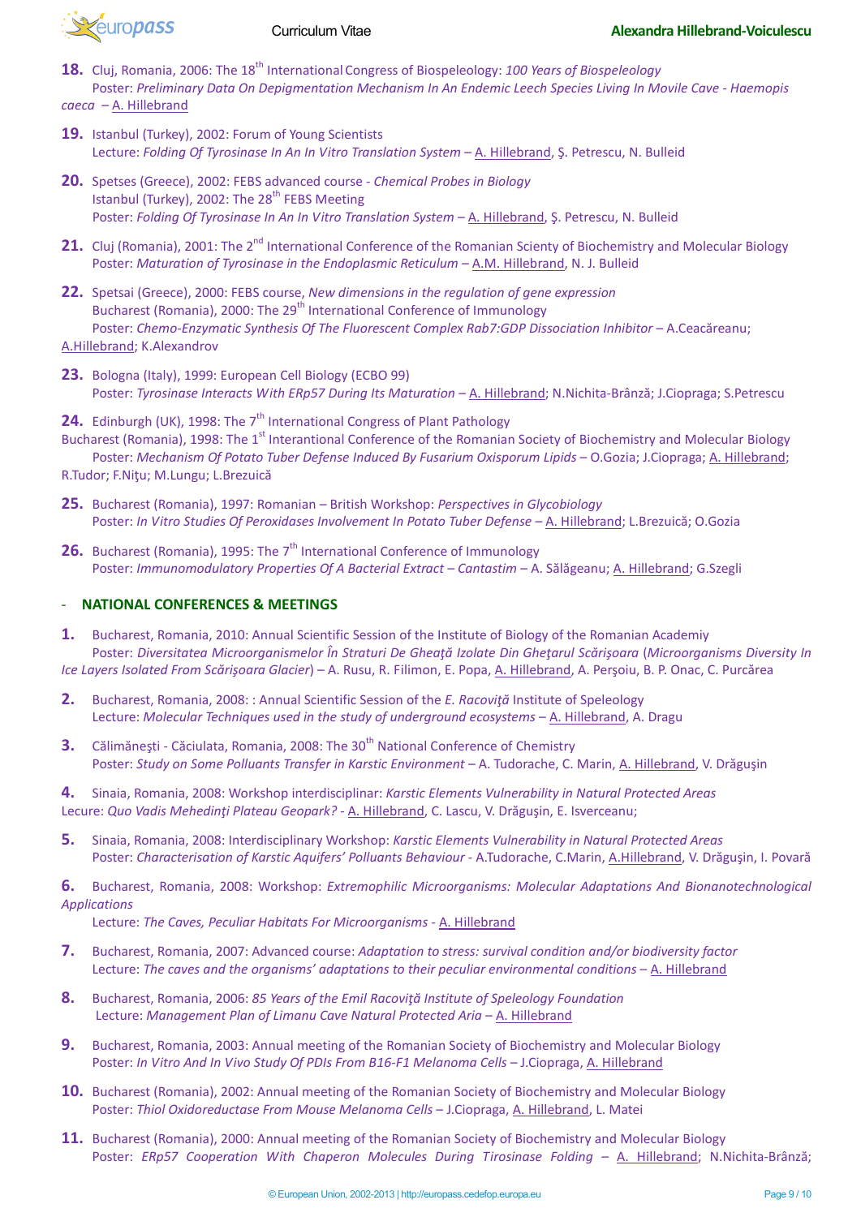18. Cluj, Romania, 2006: The 18th International Congress of Biospeleology: *100 Years of Biospeleology*
    Poster: *Preliminary Data On Depigmentation Mechanism In An Endemic Leech Species Living In Movile Cave - Haemopis caeca* – A. Hillebrand

19. Istanbul (Turkey), 2002: Forum of Young Scientists
    Lecture: *Folding Of Tyrosinase In An In Vitro Translation System* – A. Hillebrand, Ş. Petrescu, N. Bulleid

20. Spetses (Greece), 2002: FEBS advanced course - *Chemical Probes in Biology*
    Istanbul (Turkey), 2002: The 28th FEBS Meeting
    Poster: *Folding Of Tyrosinase In An In Vitro Translation System* – A. Hillebrand, Ş. Petrescu, N. Bulleid

21. Cluj (Romania), 2001: The 2nd International Conference of the Romanian Scienty of Biochemistry and Molecular Biology
    Poster: *Maturation of Tyrosinase in the Endoplasmic Reticulum* – A.M. Hillebrand, N. J. Bulleid

22. Spetsai (Greece), 2000: FEBS course, *New dimensions in the regulation of gene expression*
    Bucharest (Romania), 2000: The 29th International Conference of Immunology
    Poster: *Chemo-Enzymatic Synthesis Of The Fluorescent Complex Rab7:GDP Dissociation Inhibitor* – A.Ceacâreanu; A.Hillebrand; K.Alexandrov

23. Bologna (Italy), 1999: European Cell Biology (ECBO 99)
    Poster: *Tyrosinase Interacts With ERp57 During Its Maturation* – A. Hillebrand; N.Nichita-Brânză; J.Ciopraga; S.Petrescu

24. Edinburgh (UK), 1998: The 7th International Congress of Plant Pathology
    Bucharest (Romania), 1998: The 1st Interantional Conference of the Romanian Society of Biochemistry and Molecular Biology
    Poster: *Mechanism Of Potato Tuber Defense Induced By Fusarium Oxisporum Lipids* – O.Gozia; J.Ciopraga; A. Hillebrand; R.Tudor; F.Niţu; M.Lungu; L.Brezuică

25. Bucharest (Romania), 1997: Romanian – British Workshop: *Perspectives in Glycobiology*
    Poster: *In Vitro Studies Of Peroxidases Involvement In Potato Tuber Defense* – A. Hillebrand; L.Brezuică; O.Gozia

26. Bucharest (Romania), 1995: The 7th International Conference of Immunology
    Poster: *Immunomodulatory Properties Of A Bacterial Extract – Cantastim* – A. Sălăgeanu; A. Hillebrand; G.Szegli

## - NATIONAL CONFERENCES & MEETINGS

1. Bucharest, Romania, 2010: Annual Scientific Session of the Institute of Biology of the Romanian Academiy
   Poster: *Diversitatea Microorganismelor În Straturi De Gheaţă Izolate Din Gheţarul Scărişoara* (*Microorganisms Diversity In Ice Layers Isolated From Scărişoara Glacier*) – A. Rusu, R. Filimon, E. Popa, A. Hillebrand, A. Perşoiu, B. P. Onac, C. Purcărea

2. Bucharest, Romania, 2008: : Annual Scientific Session of the *E. Racoviţă* Institute of Speleology
   Lecture: *Molecular Techniques used in the study of underground ecosystems* – A. Hillebrand, A. Dragu

3. Călimăneşti - Căciulata, Romania, 2008: The 30th National Conference of Chemistry
   Poster: *Study on Some Polluants Transfer in Karstic Environment* – A. Tudorache, C. Marin, A. Hillebrand, V. Drăguşin

4. Sinaia, Romania, 2008: Workshop interdisciplinar: *Karstic Elements Vulnerability in Natural Protected Areas*
   Lecure: *Quo Vadis Mehedinţi Plateau Geopark?* - A. Hillebrand, C. Lascu, V. Drăguşin, E. Isverceanu;

5. Sinaia, Romania, 2008: Interdisciplinary Workshop: *Karstic Elements Vulnerability in Natural Protected Areas*
   Poster: *Characterisation of Karstic Aquifers' Polluants Behaviour* - A.Tudorache, C.Marin, A.Hillebrand, V. Drăguşin, I. Povară

6. Bucharest, Romania, 2008: Workshop: *Extremophilic Microorganisms: Molecular Adaptations And Bionanotechnological Applications*
   Lecture: *The Caves, Peculiar Habitats For Microorganisms* - A. Hillebrand

7. Bucharest, Romania, 2007: Advanced course: *Adaptation to stress: survival condition and/or biodiversity factor*
   Lecture: *The caves and the organisms' adaptations to their peculiar environmental conditions* – A. Hillebrand

8. Bucharest, Romania, 2006: *85 Years of the Emil Racoviţă Institute of Speleology Foundation*
   Lecture: *Management Plan of Limanu Cave Natural Protected Aria* – A. Hillebrand

9. Bucharest, Romania, 2003: Annual meeting of the Romanian Society of Biochemistry and Molecular Biology
   Poster: *In Vitro And In Vivo Study Of PDIs From B16-F1 Melanoma Cells* – J.Ciopraga, A. Hillebrand

10. Bucharest (Romania), 2002: Annual meeting of the Romanian Society of Biochemistry and Molecular Biology
    Poster: *Thiol Oxidoreductase From Mouse Melanoma Cells* – J.Ciopraga, A. Hillebrand, L. Matei

11. Bucharest (Romania), 2000: Annual meeting of the Romanian Society of Biochemistry and Molecular Biology
    Poster: *ERp57 Cooperation With Chaperon Molecules During Tirosinase Folding* – A. Hillebrand; N.Nichita-Brânză;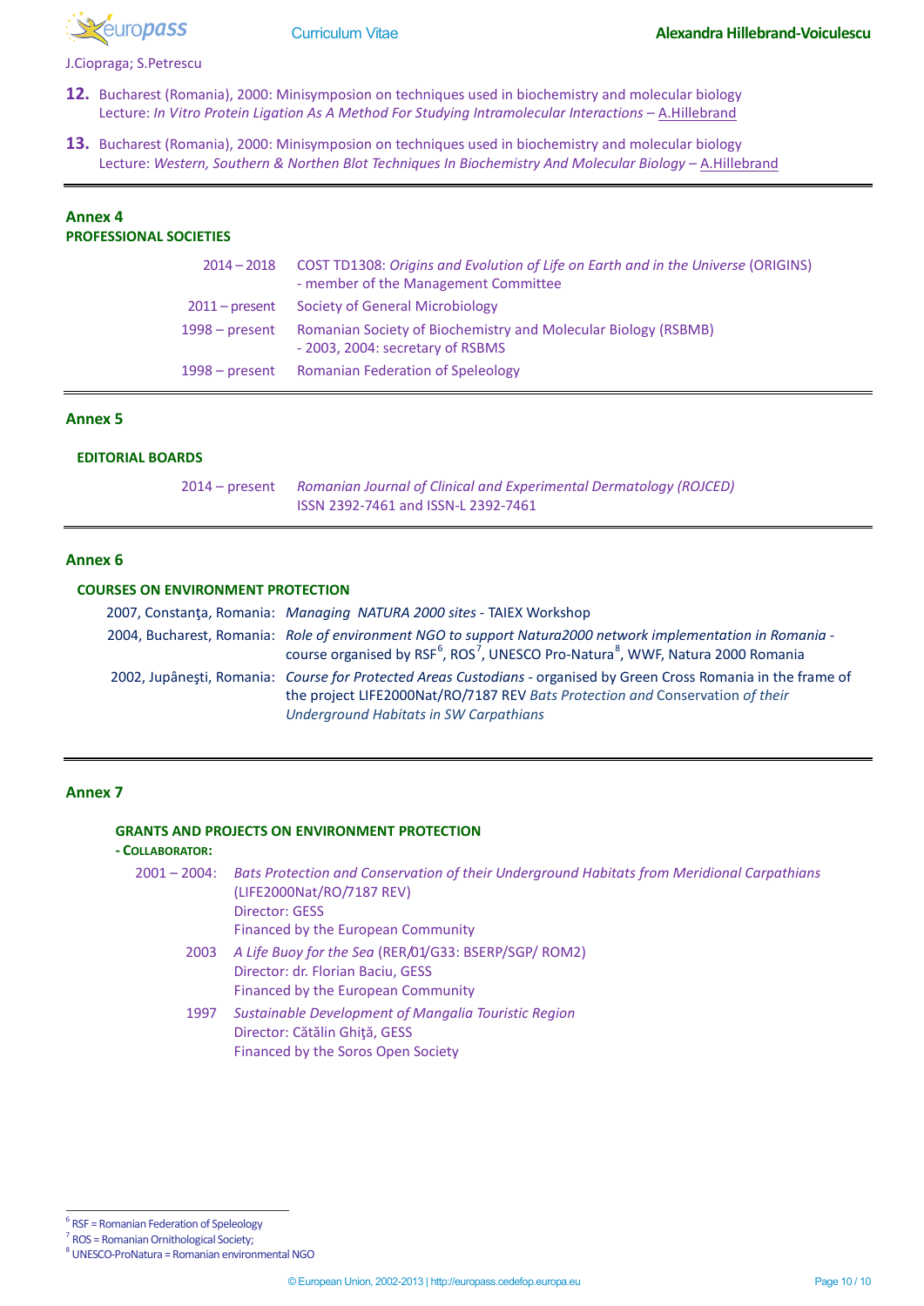J.Ciopraga; S.Petrescu

**12.** Bucharest (Romania), 2000: Minisymposion on techniques used in biochemistry and molecular biology
Lecture: *In Vitro Protein Ligation As A Method For Studying Intramolecular Interactions* – A.Hillebrand

**13.** Bucharest (Romania), 2000: Minisymposion on techniques used in biochemistry and molecular biology
Lecture: *Western, Southern & Northen Blot Techniques In Biochemistry And Molecular Biology* – A.Hillebrand

---

## Annex 4

### PROFESSIONAL SOCIETIES

| | |
|---|---|
| 2014 – 2018 | COST TD1308: *Origins and Evolution of Life on Earth and in the Universe* (ORIGINS) - member of the Management Committee |
| 2011 – present | Society of General Microbiology |
| 1998 – present | Romanian Society of Biochemistry and Molecular Biology (RSBMB) - 2003, 2004: secretary of RSBMS |
| 1998 – present | Romanian Federation of Speleology |

---

## Annex 5

### EDITORIAL BOARDS

| | |
|---|---|
| 2014 – present | *Romanian Journal of Clinical and Experimental Dermatology (ROJCED)* ISSN 2392-7461 and ISSN-L 2392-7461 |

---

## Annex 6

### COURSES ON ENVIRONMENT PROTECTION

| | |
|---|---|
| 2007, Constanţa, Romania: | *Managing NATURA 2000 sites* - TAIEX Workshop |
| 2004, Bucharest, Romania: | *Role of environment NGO to support Natura2000 network implementation in Romania* - course organised by RSF[6], ROS[7], UNESCO Pro-Natura[8], WWF, Natura 2000 Romania |
| 2002, Jupâneşti, Romania: | *Course for Protected Areas Custodians* - organised by Green Cross Romania in the frame of the project LIFE2000Nat/RO/7187 REV *Bats Protection and* Conservation *of their Underground Habitats in SW Carpathians* |

---

## Annex 7

### GRANTS AND PROJECTS ON ENVIRONMENT PROTECTION

**- Collaborator:**

| | |
|---|---|
| 2001 – 2004: | *Bats Protection and Conservation of their Underground Habitats from Meridional Carpathians* (LIFE2000Nat/RO/7187 REV)<br>Director: GESS<br>Financed by the European Community |
| 2003 | *A Life Buoy for the Sea* (RER/01/G33: BSERP/SGP/ ROM2)<br>Director: dr. Florian Baciu, GESS<br>Financed by the European Community |
| 1997 | *Sustainable Development of Mangalia Touristic Region*<br>Director: Cătălin Ghiţă, GESS<br>Financed by the Soros Open Society |

---

[6] RSF = Romanian Federation of Speleology
[7] ROS = Romanian Ornithological Society;
[8] UNESCO-ProNatura = Romanian environmental NGO